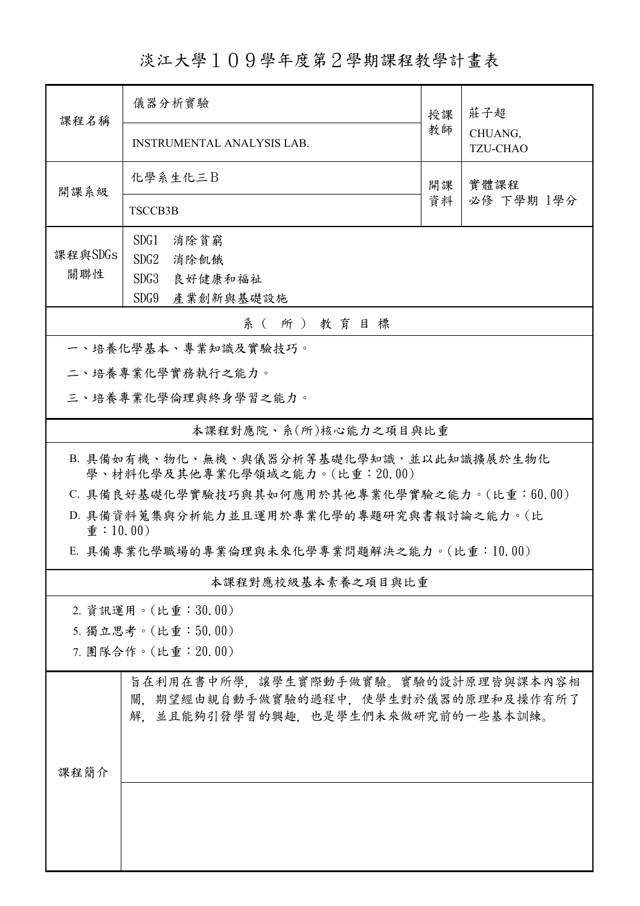# 淡江大學１０９學年度第２學期課程教學計畫表

| 課程名稱 | 儀器分析實驗 | 授課教師 | 莊子超 |
|---|---|---|---|
| | INSTRUMENTAL ANALYSIS LAB. | | CHUANG, TZU-CHAO |
| 開課系級 | 化學系生化三Ｂ | 開課資料 | 實體課程<br>必修 下學期 1學分 |
| | TSCCB3B | | |
| 課程與SDGs關聯性 | SDG1 消除貧窮<br>SDG2 消除飢餓<br>SDG3 良好健康和福祉<br>SDG9 產業創新與基礎設施 | | |

## 系（所）教育目標

一、培養化學基本、專業知識及實驗技巧。

二、培養專業化學實務執行之能力。

三、培養專業化學倫理與終身學習之能力。

## 本課程對應院、系(所)核心能力之項目與比重

B. 具備如有機、物化、無機、與儀器分析等基礎化學知識，並以此知識擴展於生物化學、材料化學及其他專業化學領域之能力。(比重：20.00)

C. 具備良好基礎化學實驗技巧與其如何應用於其他專業化學實驗之能力。(比重：60.00)

D. 具備資料蒐集與分析能力並且運用於專業化學的專題研究與書報討論之能力。(比重：10.00)

E. 具備專業化學職場的專業倫理與未來化學專業問題解決之能力。(比重：10.00)

## 本課程對應校級基本素養之項目與比重

2. 資訊運用。(比重：30.00)
5. 獨立思考。(比重：50.00)
7. 團隊合作。(比重：20.00)

| 課程簡介 | 旨在利用在書中所學，讓學生實際動手做實驗。實驗的設計原理皆與課本內容相關，期望經由親自動手做實驗的過程中，使學生對於儀器的原理和及操作有所了解，並且能夠引發學習的興趣，也是學生們未來做研究前的一些基本訓練。 |
|---|---|
| | |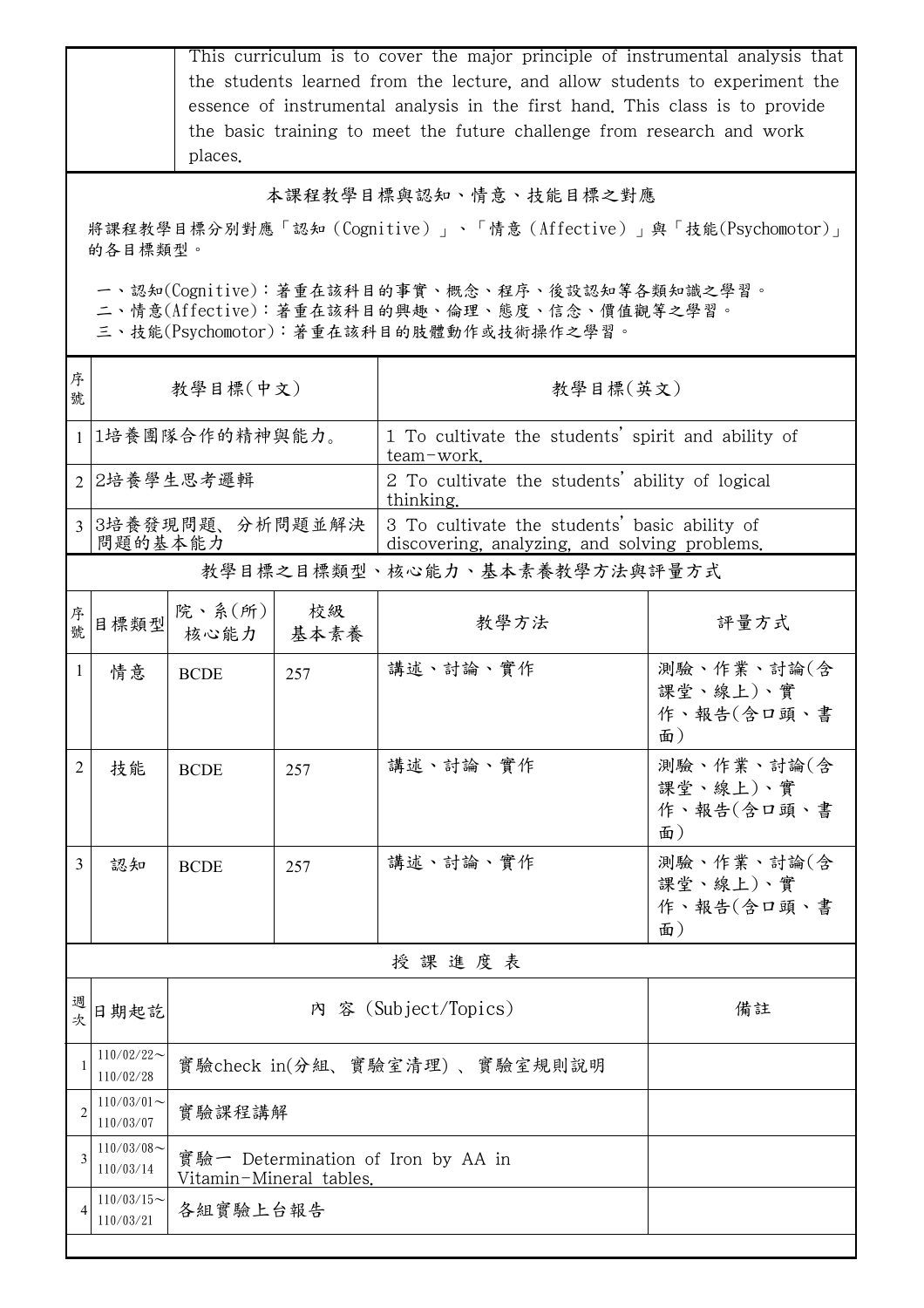| | This curriculum is to cover the major principle of instrumental analysis that the students learned from the lecture, and allow students to experiment the essence of instrumental analysis in the first hand. This class is to provide the basic training to meet the future challenge from research and work places. |
|---|---|

## 本課程教學目標與認知、情意、技能目標之對應

將課程教學目標分別對應「認知（Cognitive）」、「情意（Affective）」與「技能(Psychomotor)」的各目標類型。

一、認知(Cognitive)：著重在該科目的事實、概念、程序、後設認知等各類知識之學習。
二、情意(Affective)：著重在該科目的興趣、倫理、態度、信念、價值觀等之學習。
三、技能(Psychomotor)：著重在該科目的肢體動作或技術操作之學習。

| 序號 | 教學目標(中文) | 教學目標(英文) |
|---|---|---|
| 1 | 1培養團隊合作的精神與能力。 | 1 To cultivate the students' spirit and ability of team-work. |
| 2 | 2培養學生思考邏輯 | 2 To cultivate the students' ability of logical thinking. |
| 3 | 3培養發現問題、分析問題並解決問題的基本能力 | 3 To cultivate the students' basic ability of discovering, analyzing, and solving problems. |

## 教學目標之目標類型、核心能力、基本素養教學方法與評量方式

| 序號 | 目標類型 | 院、系(所)核心能力 | 校級基本素養 | 教學方法 | 評量方式 |
|---|---|---|---|---|---|
| 1 | 情意 | BCDE | 257 | 講述、討論、實作 | 測驗、作業、討論(含課堂、線上)、實作、報告(含口頭、書面) |
| 2 | 技能 | BCDE | 257 | 講述、討論、實作 | 測驗、作業、討論(含課堂、線上)、實作、報告(含口頭、書面) |
| 3 | 認知 | BCDE | 257 | 講述、討論、實作 | 測驗、作業、討論(含課堂、線上)、實作、報告(含口頭、書面) |

## 授課進度表

| 週次 | 日期起訖 | 內 容 (Subject/Topics) | 備註 |
|---|---|---|---|
| 1 | 110/02/22～110/02/28 | 實驗check in(分組、實驗室清理) 、實驗室規則說明 | |
| 2 | 110/03/01～110/03/07 | 實驗課程講解 | |
| 3 | 110/03/08～110/03/14 | 實驗一 Determination of Iron by AA in Vitamin-Mineral tables. | |
| 4 | 110/03/15～110/03/21 | 各組實驗上台報告 | |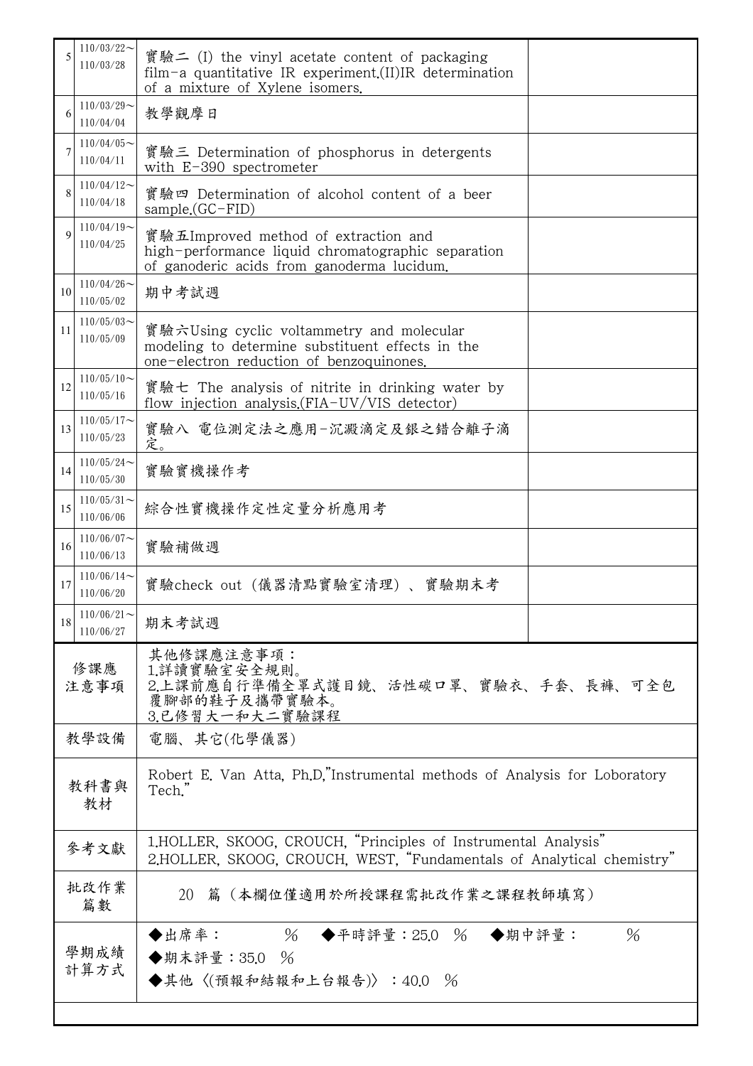| 5 | 110/03/22～<br>110/03/28 | 實驗二 (I) the vinyl acetate content of packaging film-a quantitative IR experiment.(II)IR determination of a mixture of Xylene isomers. | |
|---|---|---|---|
| 6 | 110/03/29～<br>110/04/04 | 教學觀摩日 | |
| 7 | 110/04/05～<br>110/04/11 | 實驗三 Determination of phosphorus in detergents with E-390 spectrometer | |
| 8 | 110/04/12～<br>110/04/18 | 實驗四 Determination of alcohol content of a beer sample.(GC-FID) | |
| 9 | 110/04/19～<br>110/04/25 | 實驗五Improved method of extraction and high-performance liquid chromatographic separation of ganoderic acids from ganoderma lucidum. | |
| 10 | 110/04/26～<br>110/05/02 | 期中考試週 | |
| 11 | 110/05/03～<br>110/05/09 | 實驗六Using cyclic voltammetry and molecular modeling to determine substituent effects in the one-electron reduction of benzoquinones. | |
| 12 | 110/05/10～<br>110/05/16 | 實驗七 The analysis of nitrite in drinking water by flow injection analysis.(FIA-UV/VIS detector) | |
| 13 | 110/05/17～<br>110/05/23 | 實驗八 電位測定法之應用-沉澱滴定及銀之錯合離子滴定。 | |
| 14 | 110/05/24～<br>110/05/30 | 實驗實機操作考 | |
| 15 | 110/05/31～<br>110/06/06 | 綜合性實機操作定性定量分析應用考 | |
| 16 | 110/06/07～<br>110/06/13 | 實驗補做週 | |
| 17 | 110/06/14～<br>110/06/20 | 實驗check out (儀器清點實驗室清理) 、實驗期末考 | |
| 18 | 110/06/21～<br>110/06/27 | 期末考試週 | |

| 項目 | 內容 |
|---|---|
| 修課應注意事項 | 其他修課應注意事項：<br>1.詳讀實驗室安全規則。<br>2.上課前應自行準備全罩式護目鏡、活性碳口罩、實驗衣、手套、長褲、可全包覆腳部的鞋子及攜帶實驗本。<br>3.已修習大一和大二實驗課程 |
| 教學設備 | 電腦、其它(化學儀器) |
| 教科書與教材 | Robert E. Van Atta, Ph.D,"Instrumental methods of Analysis for Loboratory Tech." |
| 參考文獻 | 1.HOLLER, SKOOG, CROUCH, "Principles of Instrumental Analysis"<br>2.HOLLER, SKOOG, CROUCH, WEST, "Fundamentals of Analytical chemistry" |
| 批改作業篇數 | 20 篇（本欄位僅適用於所授課程需批改作業之課程教師填寫） |
| 學期成績計算方式 | ◆出席率： % ◆平時評量：25.0 % ◆期中評量： %<br>◆期末評量：35.0 %<br>◆其他〈(預報和結報和上台報告)〉：40.0 % |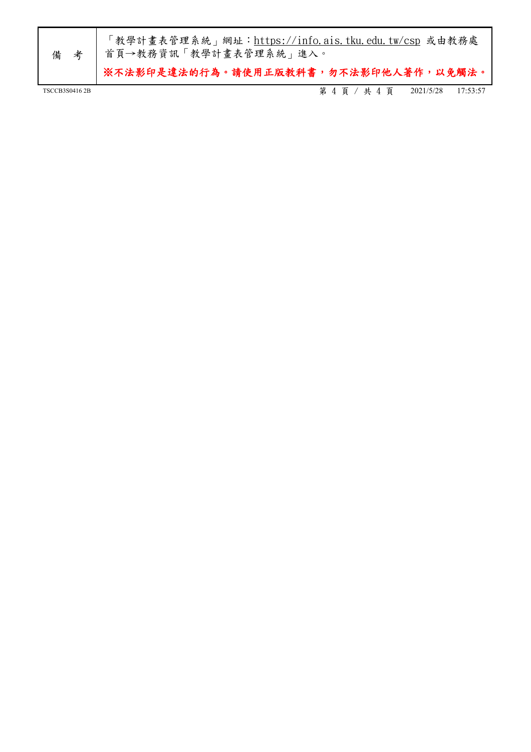| | |
|---|---|
| 備　考 | 「教學計畫表管理系統」網址：https://info.ais.tku.edu.tw/csp 或由教務處首頁→教務資訊「教學計畫表管理系統」進入。<br>**※不法影印是違法的行為。請使用正版教科書，勿不法影印他人著作，以免觸法。** |

TSCCB3S0416 2B